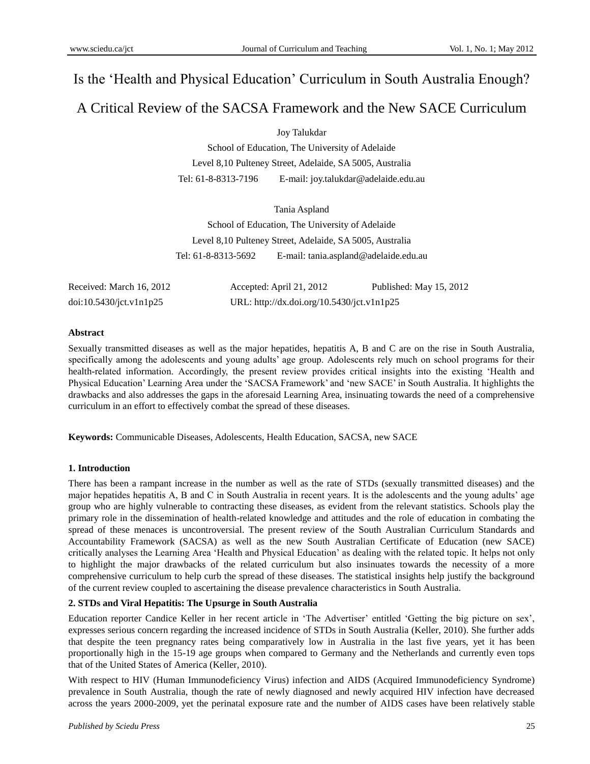# Is the 'Health and Physical Education' Curriculum in South Australia Enough? A Critical Review of the SACSA Framework and the New SACE Curriculum

Joy Talukdar

School of Education, The University of Adelaide

Level 8,10 Pulteney Street, Adelaide, SA 5005, Australia

Tel: 61-8-8313-7196 E-mail: joy.talukdar@adelaide.edu.au

Tania Aspland

School of Education, The University of Adelaide

Level 8,10 Pulteney Street, Adelaide, SA 5005, Australia

Tel: 61-8-8313-5692 E-mail: tania.aspland@adelaide.edu.au

Received: March 16, 2012 Accepted: April 21, 2012 Published: May 15, 2012

doi:10.5430/jct.v1n1p25 URL: http://dx.doi.org/10.5430/jct.v1n1p25

**Abstract**

Sexually transmitted diseases as well as the major hepatides, hepatitis A, B and C are on the rise in South Australia, specifically among the adolescents and young adults' age group. Adolescents rely much on school programs for their health-related information. Accordingly, the present review provides critical insights into the existing 'Health and Physical Education' Learning Area under the 'SACSA Framework' and 'new SACE' in South Australia. It highlights the drawbacks and also addresses the gaps in the aforesaid Learning Area, insinuating towards the need of a comprehensive curriculum in an effort to effectively combat the spread of these diseases.

**Keywords:** Communicable Diseases, Adolescents, Health Education, SACSA, new SACE

## 1. Introduction

There has been a rampant increase in the number as well as the rate of STDs (sexually transmitted diseases) and the major hepatides hepatitis A, B and C in South Australia in recent years. It is the adolescents and the young adults' age group who are highly vulnerable to contracting these diseases, as evident from the relevant statistics. Schools play the primary role in the dissemination of health-related knowledge and attitudes and the role of education in combating the spread of these menaces is uncontroversial. The present review of the South Australian Curriculum Standards and Accountability Framework (SACSA) as well as the new South Australian Certificate of Education (new SACE) critically analyses the Learning Area 'Health and Physical Education' as dealing with the related topic. It helps not only to highlight the major drawbacks of the related curriculum but also insinuates towards the necessity of a more comprehensive curriculum to help curb the spread of these diseases. The statistical insights help justify the background of the current review coupled to ascertaining the disease prevalence characteristics in South Australia.

## 2. STDs and Viral Hepatitis: The Upsurge in South Australia

Education reporter Candice Keller in her recent article in 'The Advertiser' entitled 'Getting the big picture on sex', expresses serious concern regarding the increased incidence of STDs in South Australia (Keller, 2010). She further adds that despite the teen pregnancy rates being comparatively low in Australia in the last five years, yet it has been proportionally high in the 15-19 age groups when compared to Germany and the Netherlands and currently even tops that of the United States of America (Keller, 2010).

With respect to HIV (Human Immunodeficiency Virus) infection and AIDS (Acquired Immunodeficiency Syndrome) prevalence in South Australia, though the rate of newly diagnosed and newly acquired HIV infection have decreased across the years 2000-2009, yet the perinatal exposure rate and the number of AIDS cases have been relatively stable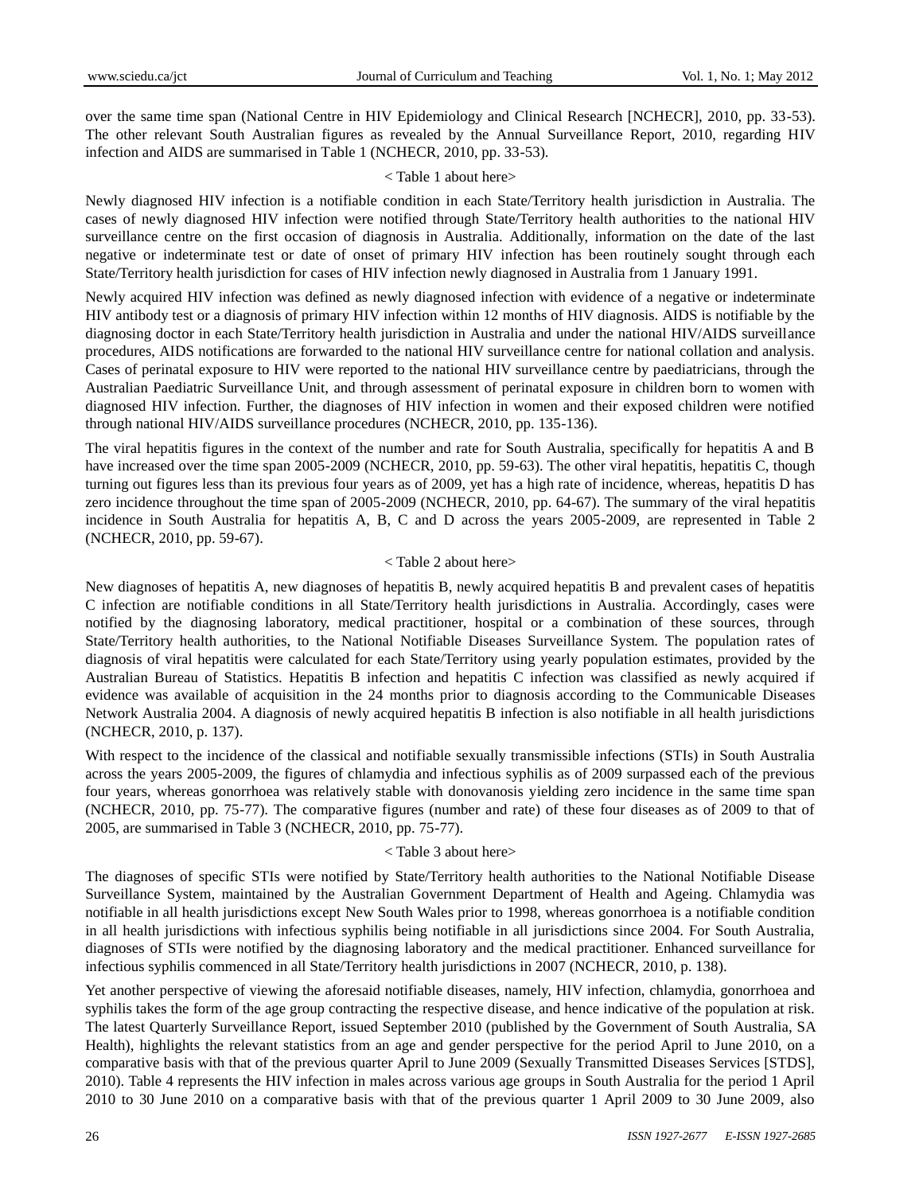over the same time span (National Centre in HIV Epidemiology and Clinical Research [NCHECR], 2010, pp. 33-53). The other relevant South Australian figures as revealed by the Annual Surveillance Report, 2010, regarding HIV infection and AIDS are summarised in Table 1 (NCHECR, 2010, pp. 33-53).

< Table 1 about here>

Newly diagnosed HIV infection is a notifiable condition in each State/Territory health jurisdiction in Australia. The cases of newly diagnosed HIV infection were notified through State/Territory health authorities to the national HIV surveillance centre on the first occasion of diagnosis in Australia. Additionally, information on the date of the last negative or indeterminate test or date of onset of primary HIV infection has been routinely sought through each State/Territory health jurisdiction for cases of HIV infection newly diagnosed in Australia from 1 January 1991.

Newly acquired HIV infection was defined as newly diagnosed infection with evidence of a negative or indeterminate HIV antibody test or a diagnosis of primary HIV infection within 12 months of HIV diagnosis. AIDS is notifiable by the diagnosing doctor in each State/Territory health jurisdiction in Australia and under the national HIV/AIDS surveillance procedures, AIDS notifications are forwarded to the national HIV surveillance centre for national collation and analysis. Cases of perinatal exposure to HIV were reported to the national HIV surveillance centre by paediatricians, through the Australian Paediatric Surveillance Unit, and through assessment of perinatal exposure in children born to women with diagnosed HIV infection. Further, the diagnoses of HIV infection in women and their exposed children were notified through national HIV/AIDS surveillance procedures (NCHECR, 2010, pp. 135-136).

The viral hepatitis figures in the context of the number and rate for South Australia, specifically for hepatitis A and B have increased over the time span 2005-2009 (NCHECR, 2010, pp. 59-63). The other viral hepatitis, hepatitis C, though turning out figures less than its previous four years as of 2009, yet has a high rate of incidence, whereas, hepatitis D has zero incidence throughout the time span of 2005-2009 (NCHECR, 2010, pp. 64-67). The summary of the viral hepatitis incidence in South Australia for hepatitis A, B, C and D across the years 2005-2009, are represented in Table 2 (NCHECR, 2010, pp. 59-67).

< Table 2 about here>

New diagnoses of hepatitis A, new diagnoses of hepatitis B, newly acquired hepatitis B and prevalent cases of hepatitis C infection are notifiable conditions in all State/Territory health jurisdictions in Australia. Accordingly, cases were notified by the diagnosing laboratory, medical practitioner, hospital or a combination of these sources, through State/Territory health authorities, to the National Notifiable Diseases Surveillance System. The population rates of diagnosis of viral hepatitis were calculated for each State/Territory using yearly population estimates, provided by the Australian Bureau of Statistics. Hepatitis B infection and hepatitis C infection was classified as newly acquired if evidence was available of acquisition in the 24 months prior to diagnosis according to the Communicable Diseases Network Australia 2004. A diagnosis of newly acquired hepatitis B infection is also notifiable in all health jurisdictions (NCHECR, 2010, p. 137).

With respect to the incidence of the classical and notifiable sexually transmissible infections (STIs) in South Australia across the years 2005-2009, the figures of chlamydia and infectious syphilis as of 2009 surpassed each of the previous four years, whereas gonorrhoea was relatively stable with donovanosis yielding zero incidence in the same time span (NCHECR, 2010, pp. 75-77). The comparative figures (number and rate) of these four diseases as of 2009 to that of 2005, are summarised in Table 3 (NCHECR, 2010, pp. 75-77).

< Table 3 about here>

The diagnoses of specific STIs were notified by State/Territory health authorities to the National Notifiable Disease Surveillance System, maintained by the Australian Government Department of Health and Ageing. Chlamydia was notifiable in all health jurisdictions except New South Wales prior to 1998, whereas gonorrhoea is a notifiable condition in all health jurisdictions with infectious syphilis being notifiable in all jurisdictions since 2004. For South Australia, diagnoses of STIs were notified by the diagnosing laboratory and the medical practitioner. Enhanced surveillance for infectious syphilis commenced in all State/Territory health jurisdictions in 2007 (NCHECR, 2010, p. 138).

Yet another perspective of viewing the aforesaid notifiable diseases, namely, HIV infection, chlamydia, gonorrhoea and syphilis takes the form of the age group contracting the respective disease, and hence indicative of the population at risk. The latest Quarterly Surveillance Report, issued September 2010 (published by the Government of South Australia, SA Health), highlights the relevant statistics from an age and gender perspective for the period April to June 2010, on a comparative basis with that of the previous quarter April to June 2009 (Sexually Transmitted Diseases Services [STDS], 2010). Table 4 represents the HIV infection in males across various age groups in South Australia for the period 1 April 2010 to 30 June 2010 on a comparative basis with that of the previous quarter 1 April 2009 to 30 June 2009, also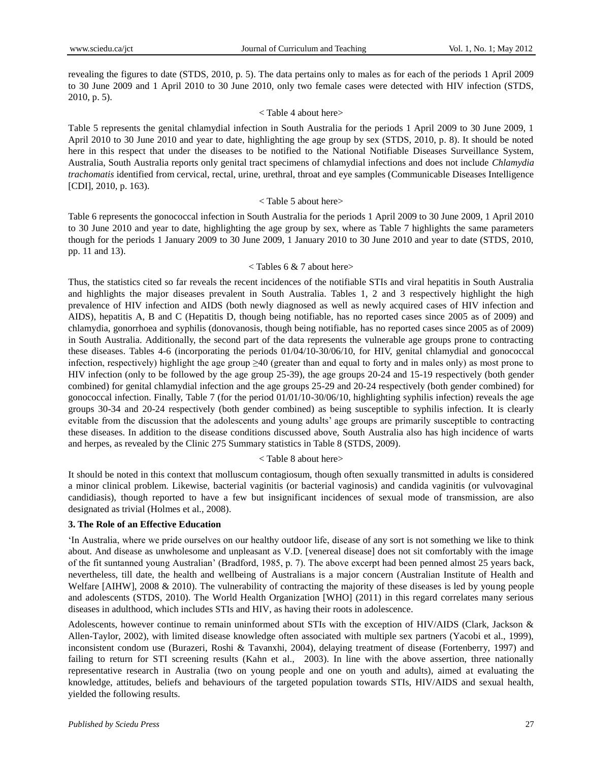revealing the figures to date (STDS, 2010, p. 5). The data pertains only to males as for each of the periods 1 April 2009 to 30 June 2009 and 1 April 2010 to 30 June 2010, only two female cases were detected with HIV infection (STDS, 2010, p. 5).

< Table 4 about here>

Table 5 represents the genital chlamydial infection in South Australia for the periods 1 April 2009 to 30 June 2009, 1 April 2010 to 30 June 2010 and year to date, highlighting the age group by sex (STDS, 2010, p. 8). It should be noted here in this respect that under the diseases to be notified to the National Notifiable Diseases Surveillance System, Australia, South Australia reports only genital tract specimens of chlamydial infections and does not include *Chlamydia trachomatis* identified from cervical, rectal, urine, urethral, throat and eye samples (Communicable Diseases Intelligence [CDI], 2010, p. 163).

< Table 5 about here>

Table 6 represents the gonococcal infection in South Australia for the periods 1 April 2009 to 30 June 2009, 1 April 2010 to 30 June 2010 and year to date, highlighting the age group by sex, where as Table 7 highlights the same parameters though for the periods 1 January 2009 to 30 June 2009, 1 January 2010 to 30 June 2010 and year to date (STDS, 2010, pp. 11 and 13).

< Tables 6 & 7 about here>

Thus, the statistics cited so far reveals the recent incidences of the notifiable STIs and viral hepatitis in South Australia and highlights the major diseases prevalent in South Australia. Tables 1, 2 and 3 respectively highlight the high prevalence of HIV infection and AIDS (both newly diagnosed as well as newly acquired cases of HIV infection and AIDS), hepatitis A, B and C (Hepatitis D, though being notifiable, has no reported cases since 2005 as of 2009) and chlamydia, gonorrhoea and syphilis (donovanosis, though being notifiable, has no reported cases since 2005 as of 2009) in South Australia. Additionally, the second part of the data represents the vulnerable age groups prone to contracting these diseases. Tables 4-6 (incorporating the periods 01/04/10-30/06/10, for HIV, genital chlamydial and gonococcal infection, respectively) highlight the age group ≥40 (greater than and equal to forty and in males only) as most prone to HIV infection (only to be followed by the age group 25-39), the age groups 20-24 and 15-19 respectively (both gender combined) for genital chlamydial infection and the age groups 25-29 and 20-24 respectively (both gender combined) for gonococcal infection. Finally, Table 7 (for the period 01/01/10-30/06/10, highlighting syphilis infection) reveals the age groups 30-34 and 20-24 respectively (both gender combined) as being susceptible to syphilis infection. It is clearly evitable from the discussion that the adolescents and young adults' age groups are primarily susceptible to contracting these diseases. In addition to the disease conditions discussed above, South Australia also has high incidence of warts and herpes, as revealed by the Clinic 275 Summary statistics in Table 8 (STDS, 2009).

< Table 8 about here>

It should be noted in this context that molluscum contagiosum, though often sexually transmitted in adults is considered a minor clinical problem. Likewise, bacterial vaginitis (or bacterial vaginosis) and candida vaginitis (or vulvovaginal candidiasis), though reported to have a few but insignificant incidences of sexual mode of transmission, are also designated as trivial (Holmes et al., 2008).

## 3. The Role of an Effective Education

'In Australia, where we pride ourselves on our healthy outdoor life, disease of any sort is not something we like to think about. And disease as unwholesome and unpleasant as V.D. [venereal disease] does not sit comfortably with the image of the fit suntanned young Australian' (Bradford, 1985, p. 7). The above excerpt had been penned almost 25 years back, nevertheless, till date, the health and wellbeing of Australians is a major concern (Australian Institute of Health and Welfare [AIHW], 2008 & 2010). The vulnerability of contracting the majority of these diseases is led by young people and adolescents (STDS, 2010). The World Health Organization [WHO] (2011) in this regard correlates many serious diseases in adulthood, which includes STIs and HIV, as having their roots in adolescence.

Adolescents, however continue to remain uninformed about STIs with the exception of HIV/AIDS (Clark, Jackson & Allen-Taylor, 2002), with limited disease knowledge often associated with multiple sex partners (Yacobi et al., 1999), inconsistent condom use (Burazeri, Roshi & Tavanxhi, 2004), delaying treatment of disease (Fortenberry, 1997) and failing to return for STI screening results (Kahn et al., 2003). In line with the above assertion, three nationally representative research in Australia (two on young people and one on youth and adults), aimed at evaluating the knowledge, attitudes, beliefs and behaviours of the targeted population towards STIs, HIV/AIDS and sexual health, yielded the following results.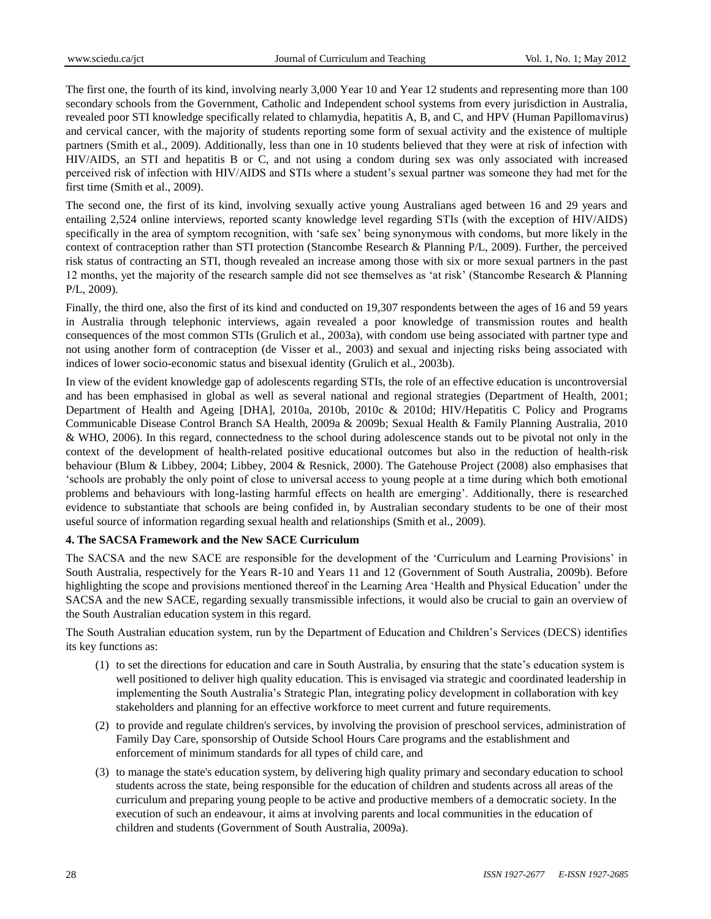The first one, the fourth of its kind, involving nearly 3,000 Year 10 and Year 12 students and representing more than 100 secondary schools from the Government, Catholic and Independent school systems from every jurisdiction in Australia, revealed poor STI knowledge specifically related to chlamydia, hepatitis A, B, and C, and HPV (Human Papillomavirus) and cervical cancer, with the majority of students reporting some form of sexual activity and the existence of multiple partners (Smith et al., 2009). Additionally, less than one in 10 students believed that they were at risk of infection with HIV/AIDS, an STI and hepatitis B or C, and not using a condom during sex was only associated with increased perceived risk of infection with HIV/AIDS and STIs where a student's sexual partner was someone they had met for the first time (Smith et al., 2009).

The second one, the first of its kind, involving sexually active young Australians aged between 16 and 29 years and entailing 2,524 online interviews, reported scanty knowledge level regarding STIs (with the exception of HIV/AIDS) specifically in the area of symptom recognition, with 'safe sex' being synonymous with condoms, but more likely in the context of contraception rather than STI protection (Stancombe Research & Planning P/L, 2009). Further, the perceived risk status of contracting an STI, though revealed an increase among those with six or more sexual partners in the past 12 months, yet the majority of the research sample did not see themselves as 'at risk' (Stancombe Research & Planning P/L, 2009).

Finally, the third one, also the first of its kind and conducted on 19,307 respondents between the ages of 16 and 59 years in Australia through telephonic interviews, again revealed a poor knowledge of transmission routes and health consequences of the most common STIs (Grulich et al., 2003a), with condom use being associated with partner type and not using another form of contraception (de Visser et al., 2003) and sexual and injecting risks being associated with indices of lower socio-economic status and bisexual identity (Grulich et al., 2003b).

In view of the evident knowledge gap of adolescents regarding STIs, the role of an effective education is uncontroversial and has been emphasised in global as well as several national and regional strategies (Department of Health, 2001; Department of Health and Ageing [DHA], 2010a, 2010b, 2010c & 2010d; HIV/Hepatitis C Policy and Programs Communicable Disease Control Branch SA Health, 2009a & 2009b; Sexual Health & Family Planning Australia, 2010 & WHO, 2006). In this regard, connectedness to the school during adolescence stands out to be pivotal not only in the context of the development of health-related positive educational outcomes but also in the reduction of health-risk behaviour (Blum & Libbey, 2004; Libbey, 2004 & Resnick, 2000). The Gatehouse Project (2008) also emphasises that 'schools are probably the only point of close to universal access to young people at a time during which both emotional problems and behaviours with long-lasting harmful effects on health are emerging'. Additionally, there is researched evidence to substantiate that schools are being confided in, by Australian secondary students to be one of their most useful source of information regarding sexual health and relationships (Smith et al., 2009).

## 4. The SACSA Framework and the New SACE Curriculum

The SACSA and the new SACE are responsible for the development of the 'Curriculum and Learning Provisions' in South Australia, respectively for the Years R-10 and Years 11 and 12 (Government of South Australia, 2009b). Before highlighting the scope and provisions mentioned thereof in the Learning Area 'Health and Physical Education' under the SACSA and the new SACE, regarding sexually transmissible infections, it would also be crucial to gain an overview of the South Australian education system in this regard.

The South Australian education system, run by the Department of Education and Children's Services (DECS) identifies its key functions as:

(1) to set the directions for education and care in South Australia, by ensuring that the state's education system is well positioned to deliver high quality education. This is envisaged via strategic and coordinated leadership in implementing the South Australia's Strategic Plan, integrating policy development in collaboration with key stakeholders and planning for an effective workforce to meet current and future requirements.

(2) to provide and regulate children's services, by involving the provision of preschool services, administration of Family Day Care, sponsorship of Outside School Hours Care programs and the establishment and enforcement of minimum standards for all types of child care, and

(3) to manage the state's education system, by delivering high quality primary and secondary education to school students across the state, being responsible for the education of children and students across all areas of the curriculum and preparing young people to be active and productive members of a democratic society. In the execution of such an endeavour, it aims at involving parents and local communities in the education of children and students (Government of South Australia, 2009a).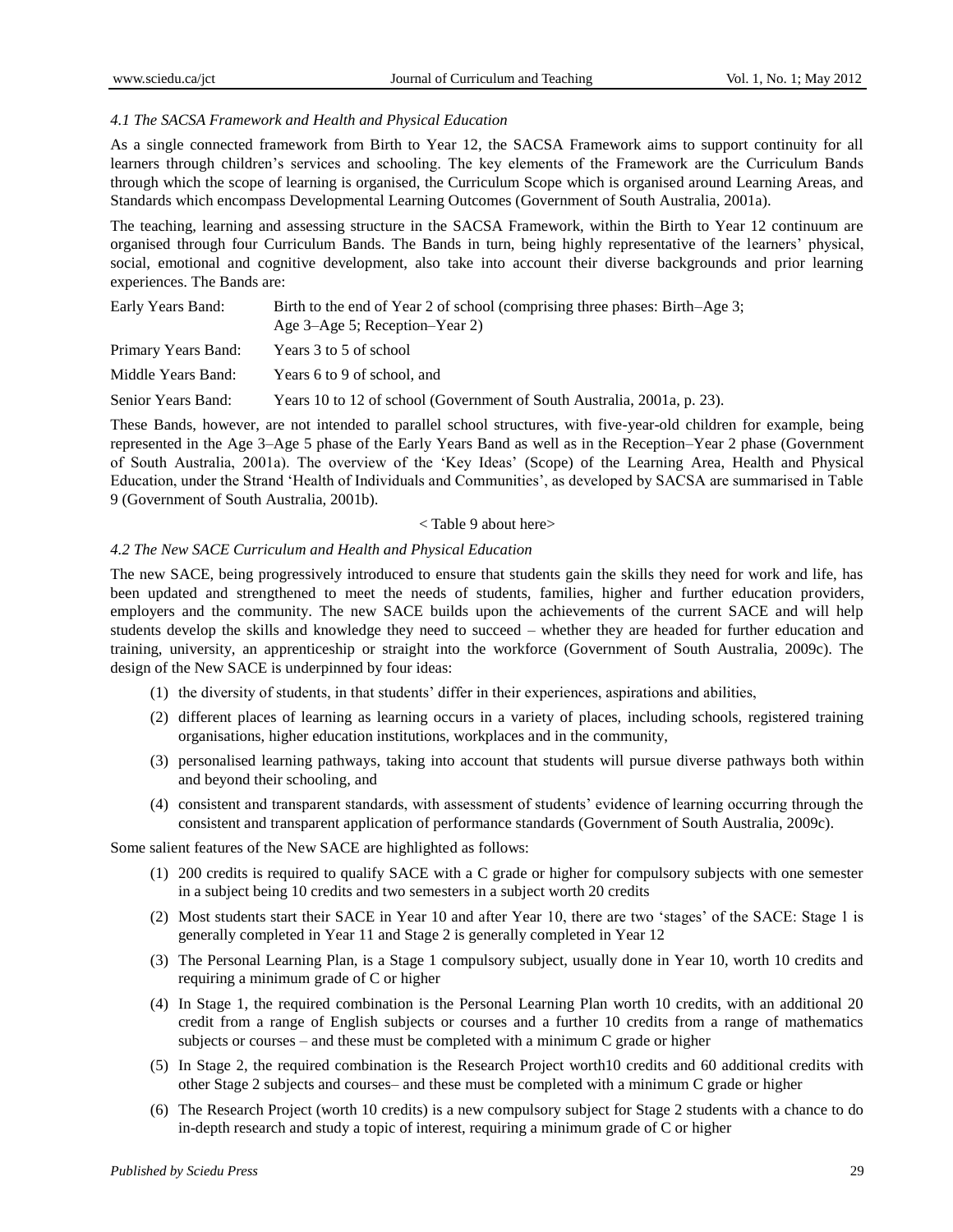### *4.1 The SACSA Framework and Health and Physical Education*

As a single connected framework from Birth to Year 12, the SACSA Framework aims to support continuity for all learners through children's services and schooling. The key elements of the Framework are the Curriculum Bands through which the scope of learning is organised, the Curriculum Scope which is organised around Learning Areas, and Standards which encompass Developmental Learning Outcomes (Government of South Australia, 2001a).

The teaching, learning and assessing structure in the SACSA Framework, within the Birth to Year 12 continuum are organised through four Curriculum Bands. The Bands in turn, being highly representative of the learners' physical, social, emotional and cognitive development, also take into account their diverse backgrounds and prior learning experiences. The Bands are:

| | |
|---|---|
| Early Years Band: | Birth to the end of Year 2 of school (comprising three phases: Birth–Age 3; Age 3–Age 5; Reception–Year 2) |
| Primary Years Band: | Years 3 to 5 of school |
| Middle Years Band: | Years 6 to 9 of school, and |
| Senior Years Band: | Years 10 to 12 of school (Government of South Australia, 2001a, p. 23). |

These Bands, however, are not intended to parallel school structures, with five-year-old children for example, being represented in the Age 3–Age 5 phase of the Early Years Band as well as in the Reception–Year 2 phase (Government of South Australia, 2001a). The overview of the 'Key Ideas' (Scope) of the Learning Area, Health and Physical Education, under the Strand 'Health of Individuals and Communities', as developed by SACSA are summarised in Table 9 (Government of South Australia, 2001b).

< Table 9 about here>

### *4.2 The New SACE Curriculum and Health and Physical Education*

The new SACE, being progressively introduced to ensure that students gain the skills they need for work and life, has been updated and strengthened to meet the needs of students, families, higher and further education providers, employers and the community. The new SACE builds upon the achievements of the current SACE and will help students develop the skills and knowledge they need to succeed – whether they are headed for further education and training, university, an apprenticeship or straight into the workforce (Government of South Australia, 2009c). The design of the New SACE is underpinned by four ideas:

(1) the diversity of students, in that students' differ in their experiences, aspirations and abilities,

(2) different places of learning as learning occurs in a variety of places, including schools, registered training organisations, higher education institutions, workplaces and in the community,

(3) personalised learning pathways, taking into account that students will pursue diverse pathways both within and beyond their schooling, and

(4) consistent and transparent standards, with assessment of students' evidence of learning occurring through the consistent and transparent application of performance standards (Government of South Australia, 2009c).

Some salient features of the New SACE are highlighted as follows:

(1) 200 credits is required to qualify SACE with a C grade or higher for compulsory subjects with one semester in a subject being 10 credits and two semesters in a subject worth 20 credits

(2) Most students start their SACE in Year 10 and after Year 10, there are two 'stages' of the SACE: Stage 1 is generally completed in Year 11 and Stage 2 is generally completed in Year 12

(3) The Personal Learning Plan, is a Stage 1 compulsory subject, usually done in Year 10, worth 10 credits and requiring a minimum grade of C or higher

(4) In Stage 1, the required combination is the Personal Learning Plan worth 10 credits, with an additional 20 credit from a range of English subjects or courses and a further 10 credits from a range of mathematics subjects or courses – and these must be completed with a minimum C grade or higher

(5) In Stage 2, the required combination is the Research Project worth10 credits and 60 additional credits with other Stage 2 subjects and courses– and these must be completed with a minimum C grade or higher

(6) The Research Project (worth 10 credits) is a new compulsory subject for Stage 2 students with a chance to do in-depth research and study a topic of interest, requiring a minimum grade of C or higher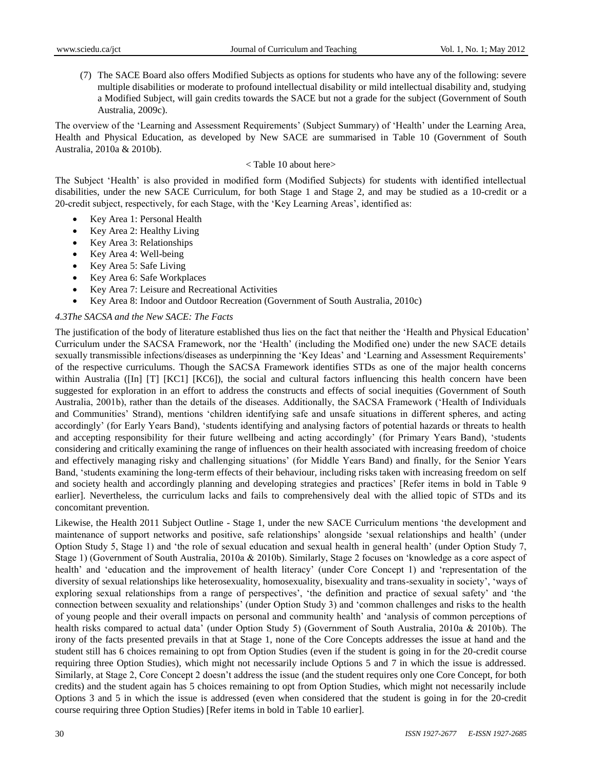(7) The SACE Board also offers Modified Subjects as options for students who have any of the following: severe multiple disabilities or moderate to profound intellectual disability or mild intellectual disability and, studying a Modified Subject, will gain credits towards the SACE but not a grade for the subject (Government of South Australia, 2009c).

The overview of the 'Learning and Assessment Requirements' (Subject Summary) of 'Health' under the Learning Area, Health and Physical Education, as developed by New SACE are summarised in Table 10 (Government of South Australia, 2010a & 2010b).

< Table 10 about here>

The Subject 'Health' is also provided in modified form (Modified Subjects) for students with identified intellectual disabilities, under the new SACE Curriculum, for both Stage 1 and Stage 2, and may be studied as a 10-credit or a 20-credit subject, respectively, for each Stage, with the 'Key Learning Areas', identified as:

- Key Area 1: Personal Health
- Key Area 2: Healthy Living
- Key Area 3: Relationships
- Key Area 4: Well-being
- Key Area 5: Safe Living
- Key Area 6: Safe Workplaces
- Key Area 7: Leisure and Recreational Activities
- Key Area 8: Indoor and Outdoor Recreation (Government of South Australia, 2010c)

### *4.3The SACSA and the New SACE: The Facts*

The justification of the body of literature established thus lies on the fact that neither the 'Health and Physical Education' Curriculum under the SACSA Framework, nor the 'Health' (including the Modified one) under the new SACE details sexually transmissible infections/diseases as underpinning the 'Key Ideas' and 'Learning and Assessment Requirements' of the respective curriculums. Though the SACSA Framework identifies STDs as one of the major health concerns within Australia ([In] [T] [KC1] [KC6]), the social and cultural factors influencing this health concern have been suggested for exploration in an effort to address the constructs and effects of social inequities (Government of South Australia, 2001b), rather than the details of the diseases. Additionally, the SACSA Framework ('Health of Individuals and Communities' Strand), mentions 'children identifying safe and unsafe situations in different spheres, and acting accordingly' (for Early Years Band), 'students identifying and analysing factors of potential hazards or threats to health and accepting responsibility for their future wellbeing and acting accordingly' (for Primary Years Band), 'students considering and critically examining the range of influences on their health associated with increasing freedom of choice and effectively managing risky and challenging situations' (for Middle Years Band) and finally, for the Senior Years Band, 'students examining the long-term effects of their behaviour, including risks taken with increasing freedom on self and society health and accordingly planning and developing strategies and practices' [Refer items in bold in Table 9 earlier]. Nevertheless, the curriculum lacks and fails to comprehensively deal with the allied topic of STDs and its concomitant prevention.

Likewise, the Health 2011 Subject Outline - Stage 1, under the new SACE Curriculum mentions 'the development and maintenance of support networks and positive, safe relationships' alongside 'sexual relationships and health' (under Option Study 5, Stage 1) and 'the role of sexual education and sexual health in general health' (under Option Study 7, Stage 1) (Government of South Australia, 2010a & 2010b). Similarly, Stage 2 focuses on 'knowledge as a core aspect of health' and 'education and the improvement of health literacy' (under Core Concept 1) and 'representation of the diversity of sexual relationships like heterosexuality, homosexuality, bisexuality and trans-sexuality in society', 'ways of exploring sexual relationships from a range of perspectives', 'the definition and practice of sexual safety' and 'the connection between sexuality and relationships' (under Option Study 3) and 'common challenges and risks to the health of young people and their overall impacts on personal and community health' and 'analysis of common perceptions of health risks compared to actual data' (under Option Study 5) (Government of South Australia, 2010a & 2010b). The irony of the facts presented prevails in that at Stage 1, none of the Core Concepts addresses the issue at hand and the student still has 6 choices remaining to opt from Option Studies (even if the student is going in for the 20-credit course requiring three Option Studies), which might not necessarily include Options 5 and 7 in which the issue is addressed. Similarly, at Stage 2, Core Concept 2 doesn't address the issue (and the student requires only one Core Concept, for both credits) and the student again has 5 choices remaining to opt from Option Studies, which might not necessarily include Options 3 and 5 in which the issue is addressed (even when considered that the student is going in for the 20-credit course requiring three Option Studies) [Refer items in bold in Table 10 earlier].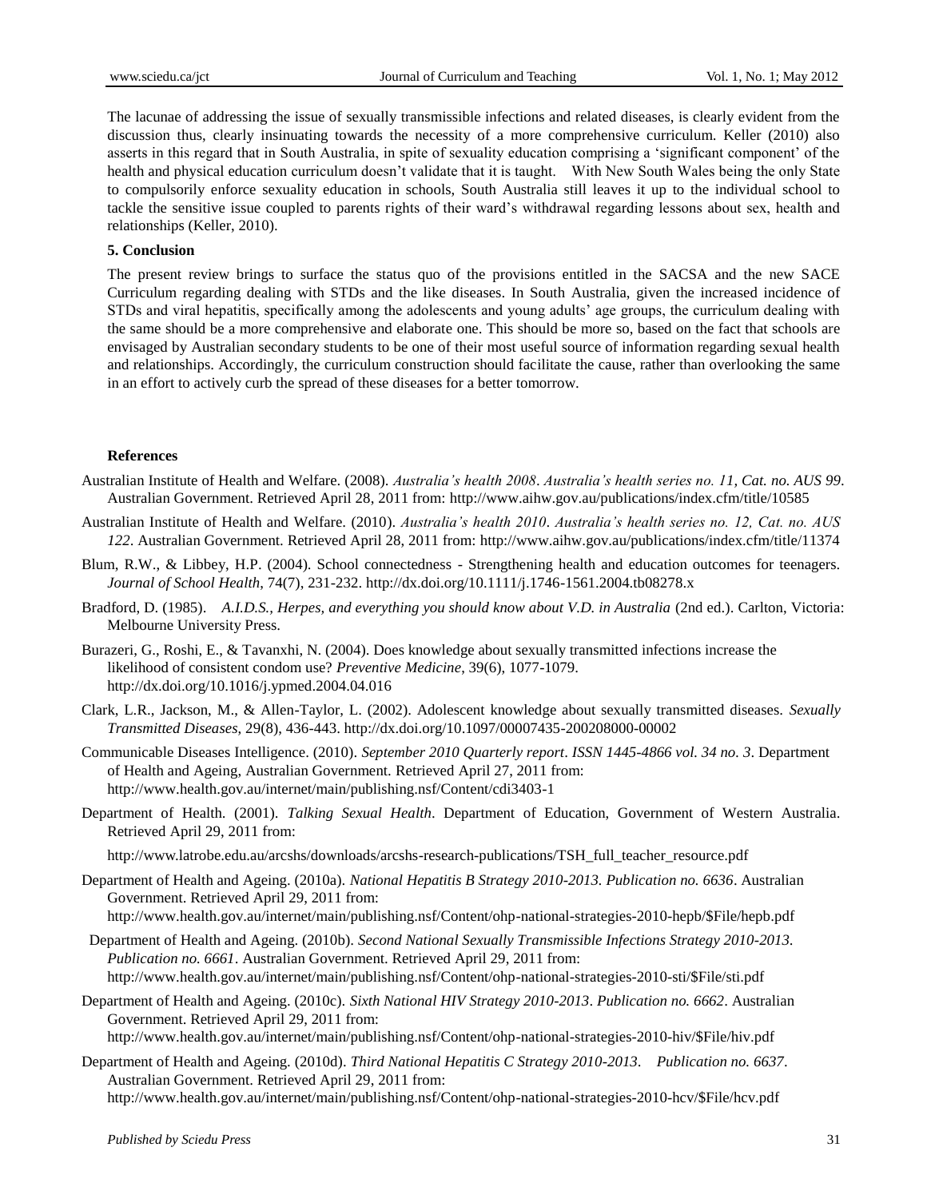The lacunae of addressing the issue of sexually transmissible infections and related diseases, is clearly evident from the discussion thus, clearly insinuating towards the necessity of a more comprehensive curriculum. Keller (2010) also asserts in this regard that in South Australia, in spite of sexuality education comprising a 'significant component' of the health and physical education curriculum doesn't validate that it is taught. With New South Wales being the only State to compulsorily enforce sexuality education in schools, South Australia still leaves it up to the individual school to tackle the sensitive issue coupled to parents rights of their ward's withdrawal regarding lessons about sex, health and relationships (Keller, 2010).

## 5. Conclusion

The present review brings to surface the status quo of the provisions entitled in the SACSA and the new SACE Curriculum regarding dealing with STDs and the like diseases. In South Australia, given the increased incidence of STDs and viral hepatitis, specifically among the adolescents and young adults' age groups, the curriculum dealing with the same should be a more comprehensive and elaborate one. This should be more so, based on the fact that schools are envisaged by Australian secondary students to be one of their most useful source of information regarding sexual health and relationships. Accordingly, the curriculum construction should facilitate the cause, rather than overlooking the same in an effort to actively curb the spread of these diseases for a better tomorrow.

## References

Australian Institute of Health and Welfare. (2008). *Australia's health 2008*. *Australia's health series no. 11, Cat. no. AUS 99*. Australian Government. Retrieved April 28, 2011 from: http://www.aihw.gov.au/publications/index.cfm/title/10585

Australian Institute of Health and Welfare. (2010). *Australia's health 2010*. *Australia's health series no. 12, Cat. no. AUS 122*. Australian Government. Retrieved April 28, 2011 from: http://www.aihw.gov.au/publications/index.cfm/title/11374

Blum, R.W., & Libbey, H.P. (2004). School connectedness - Strengthening health and education outcomes for teenagers. *Journal of School Health*, 74(7), 231-232. http://dx.doi.org/10.1111/j.1746-1561.2004.tb08278.x

Bradford, D. (1985). *A.I.D.S., Herpes, and everything you should know about V.D. in Australia* (2nd ed.). Carlton, Victoria: Melbourne University Press.

Burazeri, G., Roshi, E., & Tavanxhi, N. (2004). Does knowledge about sexually transmitted infections increase the likelihood of consistent condom use? *Preventive Medicine*, 39(6), 1077-1079. http://dx.doi.org/10.1016/j.ypmed.2004.04.016

Clark, L.R., Jackson, M., & Allen-Taylor, L. (2002). Adolescent knowledge about sexually transmitted diseases. *Sexually Transmitted Diseases*, 29(8), 436-443. http://dx.doi.org/10.1097/00007435-200208000-00002

Communicable Diseases Intelligence. (2010). *September 2010 Quarterly report*. *ISSN 1445-4866 vol. 34 no. 3*. Department of Health and Ageing, Australian Government. Retrieved April 27, 2011 from: http://www.health.gov.au/internet/main/publishing.nsf/Content/cdi3403-1

Department of Health. (2001). *Talking Sexual Health*. Department of Education, Government of Western Australia. Retrieved April 29, 2011 from:

http://www.latrobe.edu.au/arcshs/downloads/arcshs-research-publications/TSH_full_teacher_resource.pdf

Department of Health and Ageing. (2010a). *National Hepatitis B Strategy 2010-2013. Publication no. 6636*. Australian Government. Retrieved April 29, 2011 from: http://www.health.gov.au/internet/main/publishing.nsf/Content/ohp-national-strategies-2010-hepb/$File/hepb.pdf

Department of Health and Ageing. (2010b). *Second National Sexually Transmissible Infections Strategy 2010-2013. Publication no. 6661*. Australian Government. Retrieved April 29, 2011 from: http://www.health.gov.au/internet/main/publishing.nsf/Content/ohp-national-strategies-2010-sti/$File/sti.pdf

Department of Health and Ageing. (2010c). *Sixth National HIV Strategy 2010-2013*. *Publication no. 6662*. Australian Government. Retrieved April 29, 2011 from: http://www.health.gov.au/internet/main/publishing.nsf/Content/ohp-national-strategies-2010-hiv/$File/hiv.pdf

Department of Health and Ageing. (2010d). *Third National Hepatitis C Strategy 2010-2013*. *Publication no. 6637*. Australian Government. Retrieved April 29, 2011 from: http://www.health.gov.au/internet/main/publishing.nsf/Content/ohp-national-strategies-2010-hcv/$File/hcv.pdf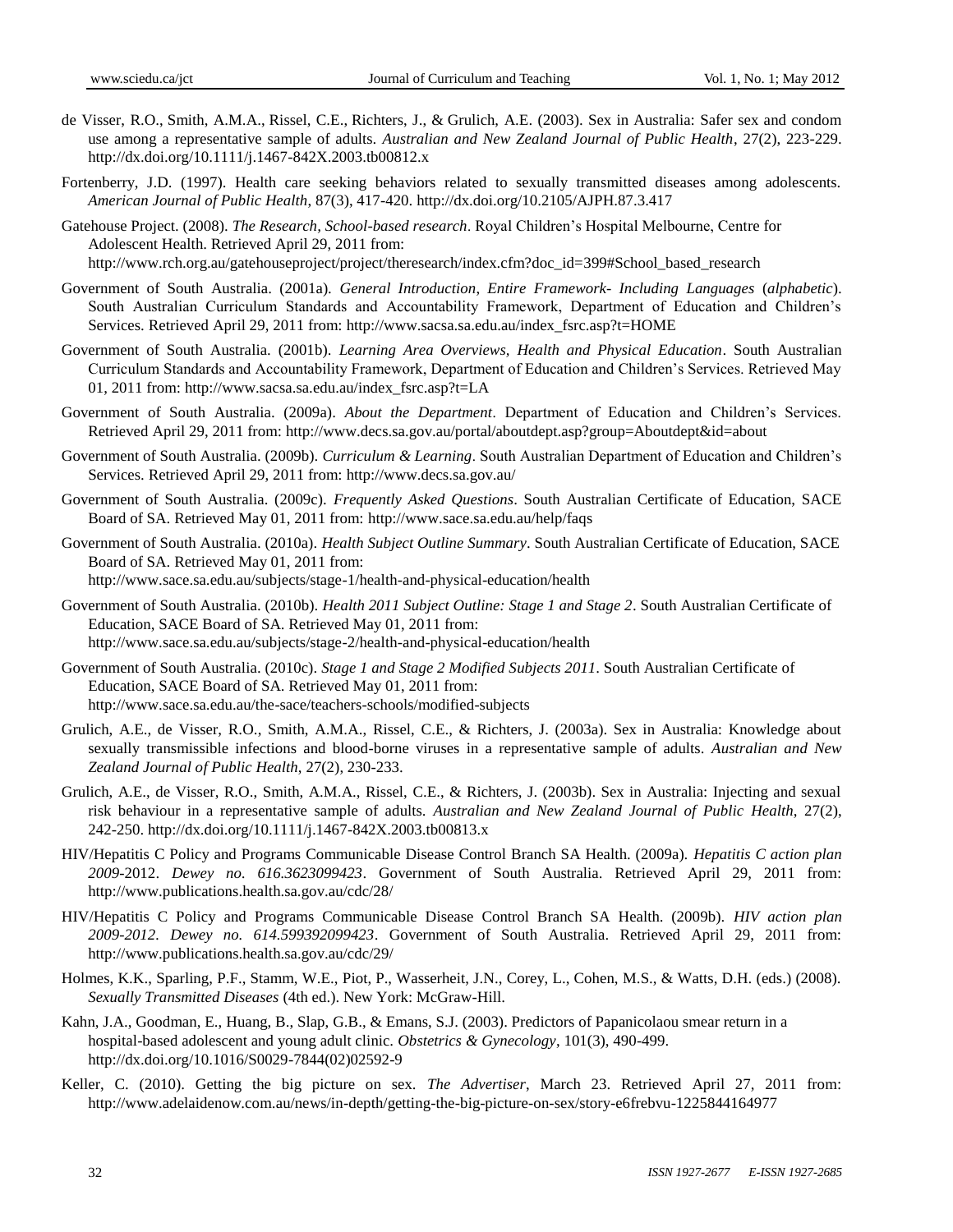de Visser, R.O., Smith, A.M.A., Rissel, C.E., Richters, J., & Grulich, A.E. (2003). Sex in Australia: Safer sex and condom use among a representative sample of adults. *Australian and New Zealand Journal of Public Health*, 27(2), 223-229. http://dx.doi.org/10.1111/j.1467-842X.2003.tb00812.x

Fortenberry, J.D. (1997). Health care seeking behaviors related to sexually transmitted diseases among adolescents. *American Journal of Public Health*, 87(3), 417-420. http://dx.doi.org/10.2105/AJPH.87.3.417

Gatehouse Project. (2008). *The Research, School-based research*. Royal Children's Hospital Melbourne, Centre for Adolescent Health. Retrieved April 29, 2011 from: http://www.rch.org.au/gatehouseproject/project/theresearch/index.cfm?doc_id=399#School_based_research

Government of South Australia. (2001a). *General Introduction*, *Entire Framework- Including Languages* (*alphabetic*). South Australian Curriculum Standards and Accountability Framework, Department of Education and Children's Services. Retrieved April 29, 2011 from: http://www.sacsa.sa.edu.au/index_fsrc.asp?t=HOME

Government of South Australia. (2001b). *Learning Area Overviews, Health and Physical Education*. South Australian Curriculum Standards and Accountability Framework, Department of Education and Children's Services. Retrieved May 01, 2011 from: http://www.sacsa.sa.edu.au/index_fsrc.asp?t=LA

Government of South Australia. (2009a). *About the Department*. Department of Education and Children's Services. Retrieved April 29, 2011 from: http://www.decs.sa.gov.au/portal/aboutdept.asp?group=Aboutdept&id=about

Government of South Australia. (2009b). *Curriculum & Learning*. South Australian Department of Education and Children's Services. Retrieved April 29, 2011 from: http://www.decs.sa.gov.au/

Government of South Australia. (2009c). *Frequently Asked Questions*. South Australian Certificate of Education, SACE Board of SA. Retrieved May 01, 2011 from: http://www.sace.sa.edu.au/help/faqs

Government of South Australia. (2010a). *Health Subject Outline Summary*. South Australian Certificate of Education, SACE Board of SA. Retrieved May 01, 2011 from: http://www.sace.sa.edu.au/subjects/stage-1/health-and-physical-education/health

Government of South Australia. (2010b). *Health 2011 Subject Outline: Stage 1 and Stage 2*. South Australian Certificate of Education, SACE Board of SA. Retrieved May 01, 2011 from: http://www.sace.sa.edu.au/subjects/stage-2/health-and-physical-education/health

Government of South Australia. (2010c). *Stage 1 and Stage 2 Modified Subjects 2011*. South Australian Certificate of Education, SACE Board of SA. Retrieved May 01, 2011 from: http://www.sace.sa.edu.au/the-sace/teachers-schools/modified-subjects

Grulich, A.E., de Visser, R.O., Smith, A.M.A., Rissel, C.E., & Richters, J. (2003a). Sex in Australia: Knowledge about sexually transmissible infections and blood-borne viruses in a representative sample of adults. *Australian and New Zealand Journal of Public Health*, 27(2), 230-233.

Grulich, A.E., de Visser, R.O., Smith, A.M.A., Rissel, C.E., & Richters, J. (2003b). Sex in Australia: Injecting and sexual risk behaviour in a representative sample of adults. *Australian and New Zealand Journal of Public Health*, 27(2), 242-250. http://dx.doi.org/10.1111/j.1467-842X.2003.tb00813.x

HIV/Hepatitis C Policy and Programs Communicable Disease Control Branch SA Health. (2009a). *Hepatitis C action plan 2009*-2012. *Dewey no. 616.3623099423*. Government of South Australia. Retrieved April 29, 2011 from: http://www.publications.health.sa.gov.au/cdc/28/

HIV/Hepatitis C Policy and Programs Communicable Disease Control Branch SA Health. (2009b). *HIV action plan 2009-2012*. *Dewey no. 614.599392099423*. Government of South Australia. Retrieved April 29, 2011 from: http://www.publications.health.sa.gov.au/cdc/29/

Holmes, K.K., Sparling, P.F., Stamm, W.E., Piot, P., Wasserheit, J.N., Corey, L., Cohen, M.S., & Watts, D.H. (eds.) (2008). *Sexually Transmitted Diseases* (4th ed.). New York: McGraw-Hill.

Kahn, J.A., Goodman, E., Huang, B., Slap, G.B., & Emans, S.J. (2003). Predictors of Papanicolaou smear return in a hospital-based adolescent and young adult clinic. *Obstetrics & Gynecology*, 101(3), 490-499. http://dx.doi.org/10.1016/S0029-7844(02)02592-9

Keller, C. (2010). Getting the big picture on sex. *The Advertiser*, March 23. Retrieved April 27, 2011 from: http://www.adelaidenow.com.au/news/in-depth/getting-the-big-picture-on-sex/story-e6frebvu-1225844164977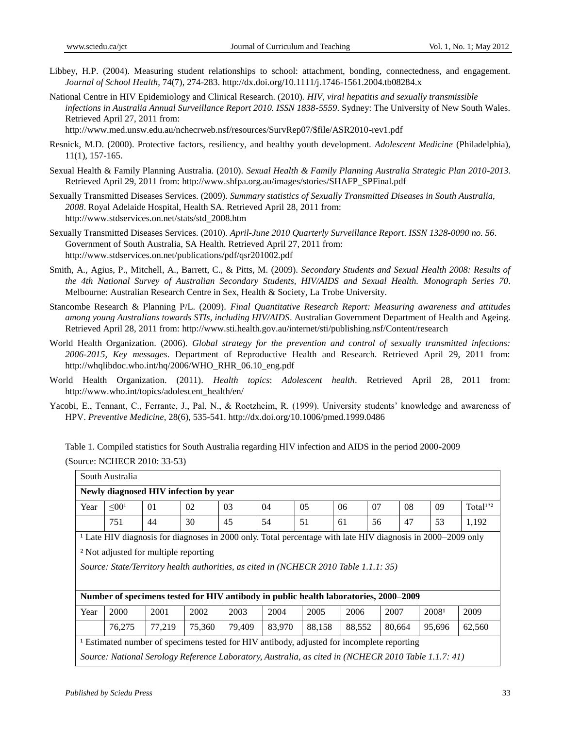Libbey, H.P. (2004). Measuring student relationships to school: attachment, bonding, connectedness, and engagement. *Journal of School Health*, 74(7), 274-283. http://dx.doi.org/10.1111/j.1746-1561.2004.tb08284.x

National Centre in HIV Epidemiology and Clinical Research. (2010). *HIV, viral hepatitis and sexually transmissible infections in Australia Annual Surveillance Report 2010. ISSN 1838-5559*. Sydney: The University of New South Wales. Retrieved April 27, 2011 from: http://www.med.unsw.edu.au/nchecrweb.nsf/resources/SurvRep07/$file/ASR2010-rev1.pdf

Resnick, M.D. (2000). Protective factors, resiliency, and healthy youth development. *Adolescent Medicine* (Philadelphia), 11(1), 157-165.

Sexual Health & Family Planning Australia. (2010). *Sexual Health & Family Planning Australia Strategic Plan 2010-2013*. Retrieved April 29, 2011 from: http://www.shfpa.org.au/images/stories/SHAFP_SPFinal.pdf

Sexually Transmitted Diseases Services. (2009). *Summary statistics of Sexually Transmitted Diseases in South Australia, 2008*. Royal Adelaide Hospital, Health SA. Retrieved April 28, 2011 from: http://www.stdservices.on.net/stats/std_2008.htm

Sexually Transmitted Diseases Services. (2010). *April-June 2010 Quarterly Surveillance Report*. *ISSN 1328-0090 no. 56*. Government of South Australia, SA Health. Retrieved April 27, 2011 from: http://www.stdservices.on.net/publications/pdf/qsr201002.pdf

Smith, A., Agius, P., Mitchell, A., Barrett, C., & Pitts, M. (2009). *Secondary Students and Sexual Health 2008: Results of the 4th National Survey of Australian Secondary Students, HIV/AIDS and Sexual Health. Monograph Series 70*. Melbourne: Australian Research Centre in Sex, Health & Society, La Trobe University.

Stancombe Research & Planning P/L. (2009). *Final Quantitative Research Report: Measuring awareness and attitudes among young Australians towards STIs, including HIV/AIDS*. Australian Government Department of Health and Ageing. Retrieved April 28, 2011 from: http://www.sti.health.gov.au/internet/sti/publishing.nsf/Content/research

World Health Organization. (2006). *Global strategy for the prevention and control of sexually transmitted infections: 2006-2015, Key messages*. Department of Reproductive Health and Research. Retrieved April 29, 2011 from: http://whqlibdoc.who.int/hq/2006/WHO_RHR_06.10_eng.pdf

World Health Organization. (2011). *Health topics*: *Adolescent health*. Retrieved April 28, 2011 from: http://www.who.int/topics/adolescent_health/en/

Yacobi, E., Tennant, C., Ferrante, J., Pal, N., & Roetzheim, R. (1999). University students' knowledge and awareness of HPV. *Preventive Medicine*, 28(6), 535-541. http://dx.doi.org/10.1006/pmed.1999.0486

Table 1. Compiled statistics for South Australia regarding HIV infection and AIDS in the period 2000-2009

(Source: NCHECR 2010: 33-53)

| South Australia | | | | | | | | | | |
|---|---|---|---|---|---|---|---|---|---|---|
| **Newly diagnosed HIV infection by year** | | | | | | | | | | |
| Year | ≤00[1] | 01 | 02 | 03 | 04 | 05 | 06 | 07 | 08 | 09 | Total[1,2] |
| | 751 | 44 | 30 | 45 | 54 | 51 | 61 | 56 | 47 | 53 | 1,192 |
| [1] Late HIV diagnosis for diagnoses in 2000 only. Total percentage with late HIV diagnosis in 2000–2009 only | | | | | | | | | | | |
| [2] Not adjusted for multiple reporting | | | | | | | | | | | |
| *Source: State/Territory health authorities, as cited in (NCHECR 2010 Table 1.1.1: 35)* | | | | | | | | | | | |
| **Number of specimens tested for HIV antibody in public health laboratories, 2000–2009** | | | | | | | | | | | |
| Year | 2000 | 2001 | 2002 | 2003 | 2004 | 2005 | 2006 | 2007 | 2008[1] | 2009 | |
| | 76,275 | 77,219 | 75,360 | 79,409 | 83,970 | 88,158 | 88,552 | 80,664 | 95,696 | 62,560 | |
| [1] Estimated number of specimens tested for HIV antibody, adjusted for incomplete reporting | | | | | | | | | | | |
| *Source: National Serology Reference Laboratory, Australia, as cited in (NCHECR 2010 Table 1.1.7: 41)* | | | | | | | | | | | |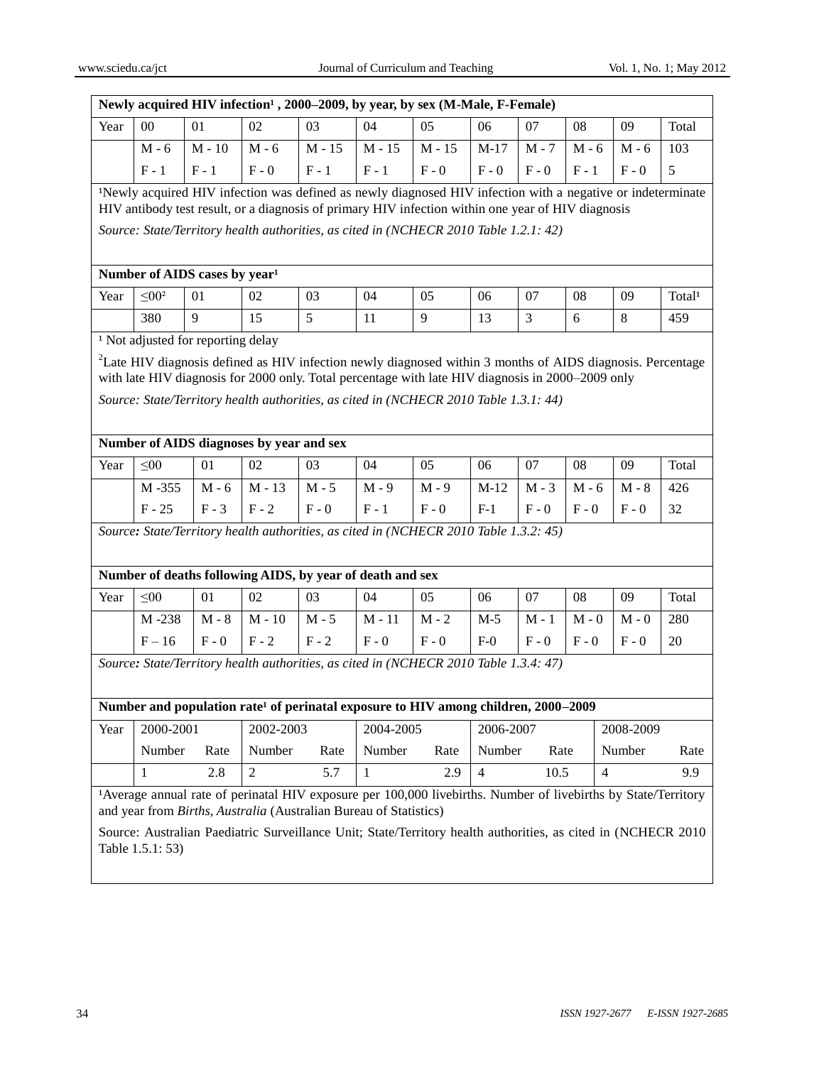**Newly acquired HIV infection[1], 2000–2009, by year, by sex (M-Male, F-Female)**

| Year | 00 | 01 | 02 | 03 | 04 | 05 | 06 | 07 | 08 | 09 | Total |
|---|---|---|---|---|---|---|---|---|---|---|---|
| | M - 6 | M - 10 | M - 6 | M - 15 | M - 15 | M - 15 | M-17 | M - 7 | M - 6 | M - 6 | 103 |
| | F - 1 | F - 1 | F - 0 | F - 1 | F - 1 | F - 0 | F - 0 | F - 0 | F - 1 | F - 0 | 5 |

[1]Newly acquired HIV infection was defined as newly diagnosed HIV infection with a negative or indeterminate HIV antibody test result, or a diagnosis of primary HIV infection within one year of HIV diagnosis

*Source: State/Territory health authorities, as cited in (NCHECR 2010 Table 1.2.1: 42)*

**Number of AIDS cases by year[1]**

| Year | ≤00[2] | 01 | 02 | 03 | 04 | 05 | 06 | 07 | 08 | 09 | Total[1] |
|---|---|---|---|---|---|---|---|---|---|---|---|
| | 380 | 9 | 15 | 5 | 11 | 9 | 13 | 3 | 6 | 8 | 459 |

[1] Not adjusted for reporting delay

[2]Late HIV diagnosis defined as HIV infection newly diagnosed within 3 months of AIDS diagnosis. Percentage with late HIV diagnosis for 2000 only. Total percentage with late HIV diagnosis in 2000–2009 only

*Source: State/Territory health authorities, as cited in (NCHECR 2010 Table 1.3.1: 44)*

**Number of AIDS diagnoses by year and sex**

| Year | ≤00 | 01 | 02 | 03 | 04 | 05 | 06 | 07 | 08 | 09 | Total |
|---|---|---|---|---|---|---|---|---|---|---|---|
| | M -355 | M - 6 | M - 13 | M - 5 | M - 9 | M - 9 | M-12 | M - 3 | M - 6 | M - 8 | 426 |
| | F - 25 | F - 3 | F - 2 | F - 0 | F - 1 | F - 0 | F-1 | F - 0 | F - 0 | F - 0 | 32 |

*Source: State/Territory health authorities, as cited in (NCHECR 2010 Table 1.3.2: 45)*

**Number of deaths following AIDS, by year of death and sex**

| Year | ≤00 | 01 | 02 | 03 | 04 | 05 | 06 | 07 | 08 | 09 | Total |
|---|---|---|---|---|---|---|---|---|---|---|---|
| | M -238 | M - 8 | M - 10 | M - 5 | M - 11 | M - 2 | M-5 | M - 1 | M - 0 | M - 0 | 280 |
| | F – 16 | F - 0 | F - 2 | F - 2 | F - 0 | F - 0 | F-0 | F - 0 | F - 0 | F - 0 | 20 |

*Source: State/Territory health authorities, as cited in (NCHECR 2010 Table 1.3.4: 47)*

**Number and population rate[1] of perinatal exposure to HIV among children, 2000–2009**

| Year | 2000-2001 | | 2002-2003 | | 2004-2005 | | 2006-2007 | | 2008-2009 | |
|---|---|---|---|---|---|---|---|---|---|---|
| | Number | Rate | Number | Rate | Number | Rate | Number | Rate | Number | Rate |
| | 1 | 2.8 | 2 | 5.7 | 1 | 2.9 | 4 | 10.5 | 4 | 9.9 |

[1]Average annual rate of perinatal HIV exposure per 100,000 livebirths. Number of livebirths by State/Territory and year from *Births, Australia* (Australian Bureau of Statistics)

Source: Australian Paediatric Surveillance Unit; State/Territory health authorities, as cited in (NCHECR 2010 Table 1.5.1: 53)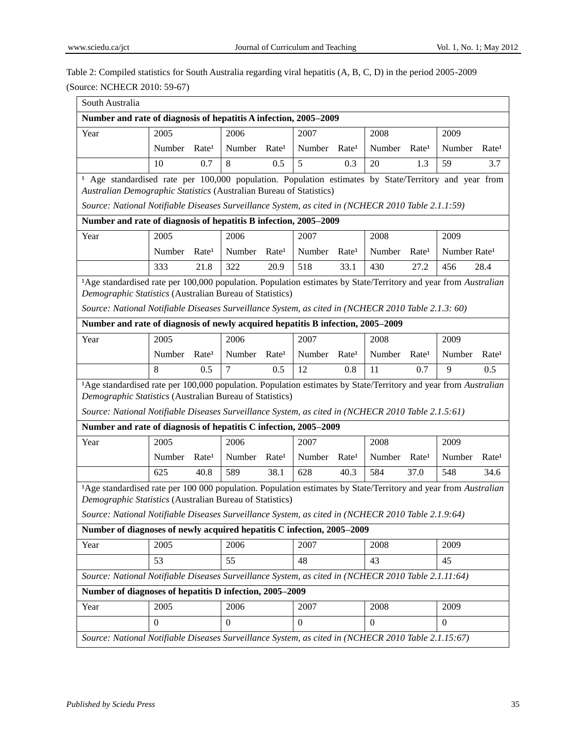Table 2: Compiled statistics for South Australia regarding viral hepatitis (A, B, C, D) in the period 2005-2009 (Source: NCHECR 2010: 59-67)

**South Australia**

**Number and rate of diagnosis of hepatitis A infection, 2005–2009**

| Year | 2005 | | 2006 | | 2007 | | 2008 | | 2009 | |
|---|---|---|---|---|---|---|---|---|---|---|
| | Number | Rate[1] | Number | Rate[1] | Number | Rate[1] | Number | Rate[1] | Number | Rate[1] |
| | 10 | 0.7 | 8 | 0.5 | 5 | 0.3 | 20 | 1.3 | 59 | 3.7 |

[1] Age standardised rate per 100,000 population. Population estimates by State/Territory and year from *Australian Demographic Statistics* (Australian Bureau of Statistics)

*Source: National Notifiable Diseases Surveillance System, as cited in (NCHECR 2010 Table 2.1.1:59)*

**Number and rate of diagnosis of hepatitis B infection, 2005–2009**

| Year | 2005 | | 2006 | | 2007 | | 2008 | | 2009 | |
|---|---|---|---|---|---|---|---|---|---|---|
| | Number | Rate[1] | Number | Rate[1] | Number | Rate[1] | Number | Rate[1] | Number | Rate[1] |
| | 333 | 21.8 | 322 | 20.9 | 518 | 33.1 | 430 | 27.2 | 456 | 28.4 |

[1]Age standardised rate per 100,000 population. Population estimates by State/Territory and year from *Australian Demographic Statistics* (Australian Bureau of Statistics)

*Source: National Notifiable Diseases Surveillance System, as cited in (NCHECR 2010 Table 2.1.3: 60)*

**Number and rate of diagnosis of newly acquired hepatitis B infection, 2005–2009**

| Year | 2005 | | 2006 | | 2007 | | 2008 | | 2009 | |
|---|---|---|---|---|---|---|---|---|---|---|
| | Number | Rate[1] | Number | Rate[1] | Number | Rate[1] | Number | Rate[1] | Number | Rate[1] |
| | 8 | 0.5 | 7 | 0.5 | 12 | 0.8 | 11 | 0.7 | 9 | 0.5 |

[1]Age standardised rate per 100,000 population. Population estimates by State/Territory and year from *Australian Demographic Statistics* (Australian Bureau of Statistics)

*Source: National Notifiable Diseases Surveillance System, as cited in (NCHECR 2010 Table 2.1.5:61)*

**Number and rate of diagnosis of hepatitis C infection, 2005–2009**

| Year | 2005 | | 2006 | | 2007 | | 2008 | | 2009 | |
|---|---|---|---|---|---|---|---|---|---|---|
| | Number | Rate[1] | Number | Rate[1] | Number | Rate[1] | Number | Rate[1] | Number | Rate[1] |
| | 625 | 40.8 | 589 | 38.1 | 628 | 40.3 | 584 | 37.0 | 548 | 34.6 |

[1]Age standardised rate per 100 000 population. Population estimates by State/Territory and year from *Australian Demographic Statistics* (Australian Bureau of Statistics)

*Source: National Notifiable Diseases Surveillance System, as cited in (NCHECR 2010 Table 2.1.9:64)*

**Number of diagnoses of newly acquired hepatitis C infection, 2005–2009**

| Year | 2005 | 2006 | 2007 | 2008 | 2009 |
|---|---|---|---|---|---|
| | 53 | 55 | 48 | 43 | 45 |

*Source: National Notifiable Diseases Surveillance System, as cited in (NCHECR 2010 Table 2.1.11:64)*

**Number of diagnoses of hepatitis D infection, 2005–2009**

| Year | 2005 | 2006 | 2007 | 2008 | 2009 |
|---|---|---|---|---|---|
| | 0 | 0 | 0 | 0 | 0 |

*Source: National Notifiable Diseases Surveillance System, as cited in (NCHECR 2010 Table 2.1.15:67)*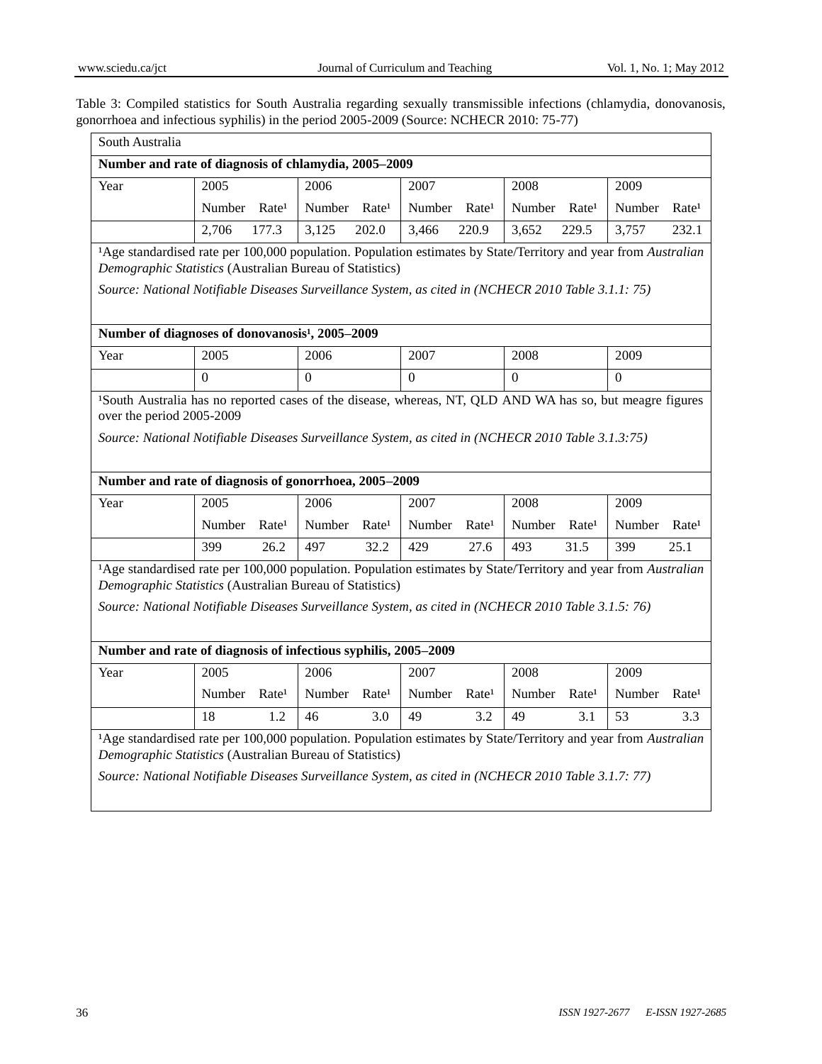Table 3: Compiled statistics for South Australia regarding sexually transmissible infections (chlamydia, donovanosis, gonorrhoea and infectious syphilis) in the period 2005-2009 (Source: NCHECR 2010: 75-77)

South Australia

**Number and rate of diagnosis of chlamydia, 2005–2009**

| Year | 2005 | | 2006 | | 2007 | | 2008 | | 2009 | |
|---|---|---|---|---|---|---|---|---|---|---|
| | Number | Rate[1] | Number | Rate[1] | Number | Rate[1] | Number | Rate[1] | Number | Rate[1] |
| | 2,706 | 177.3 | 3,125 | 202.0 | 3,466 | 220.9 | 3,652 | 229.5 | 3,757 | 232.1 |

[1]Age standardised rate per 100,000 population. Population estimates by State/Territory and year from *Australian Demographic Statistics* (Australian Bureau of Statistics)

*Source: National Notifiable Diseases Surveillance System, as cited in (NCHECR 2010 Table 3.1.1: 75)*

**Number of diagnoses of donovanosis[1], 2005–2009**

| Year | 2005 | 2006 | 2007 | 2008 | 2009 |
|---|---|---|---|---|---|
| | 0 | 0 | 0 | 0 | 0 |

[1]South Australia has no reported cases of the disease, whereas, NT, QLD AND WA has so, but meagre figures over the period 2005-2009

*Source: National Notifiable Diseases Surveillance System, as cited in (NCHECR 2010 Table 3.1.3:75)*

**Number and rate of diagnosis of gonorrhoea, 2005–2009**

| Year | 2005 | | 2006 | | 2007 | | 2008 | | 2009 | |
|---|---|---|---|---|---|---|---|---|---|---|
| | Number | Rate[1] | Number | Rate[1] | Number | Rate[1] | Number | Rate[1] | Number | Rate[1] |
| | 399 | 26.2 | 497 | 32.2 | 429 | 27.6 | 493 | 31.5 | 399 | 25.1 |

[1]Age standardised rate per 100,000 population. Population estimates by State/Territory and year from *Australian Demographic Statistics* (Australian Bureau of Statistics)

*Source: National Notifiable Diseases Surveillance System, as cited in (NCHECR 2010 Table 3.1.5: 76)*

**Number and rate of diagnosis of infectious syphilis, 2005–2009**

| Year | 2005 | | 2006 | | 2007 | | 2008 | | 2009 | |
|---|---|---|---|---|---|---|---|---|---|---|
| | Number | Rate[1] | Number | Rate[1] | Number | Rate[1] | Number | Rate[1] | Number | Rate[1] |
| | 18 | 1.2 | 46 | 3.0 | 49 | 3.2 | 49 | 3.1 | 53 | 3.3 |

[1]Age standardised rate per 100,000 population. Population estimates by State/Territory and year from *Australian Demographic Statistics* (Australian Bureau of Statistics)

*Source: National Notifiable Diseases Surveillance System, as cited in (NCHECR 2010 Table 3.1.7: 77)*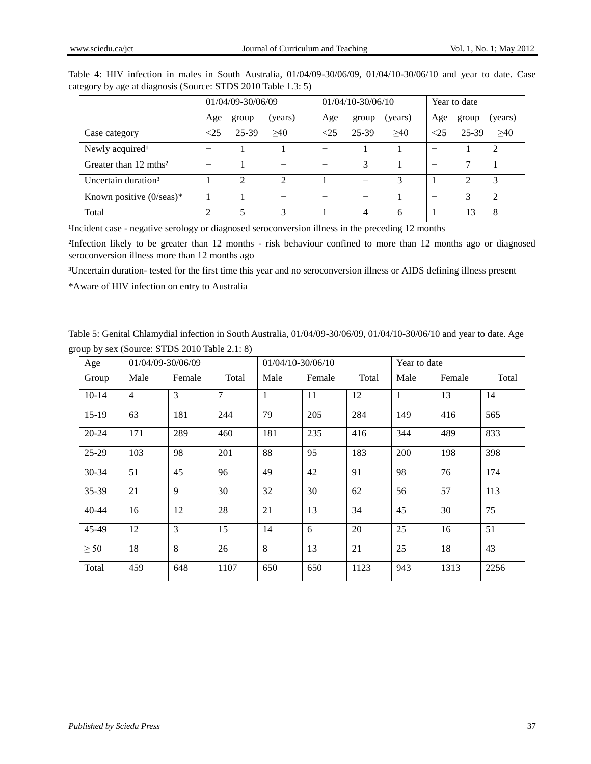Table 4: HIV infection in males in South Australia, 01/04/09-30/06/09, 01/04/10-30/06/10 and year to date. Case category by age at diagnosis (Source: STDS 2010 Table 1.3: 5)

| | 01/04/09-30/06/09 | | | 01/04/10-30/06/10 | | | Year to date | | |
|---|---|---|---|---|---|---|---|---|---|
| | Age group (years) | | | Age group (years) | | | Age group (years) | | |
| Case category | <25 | 25-39 | ≥40 | <25 | 25-39 | ≥40 | <25 | 25-39 | ≥40 |
| Newly acquired[1] | − | 1 | 1 | − | 1 | 1 | − | 1 | 2 |
| Greater than 12 mths[2] | − | 1 | − | − | 3 | 1 | − | 7 | 1 |
| Uncertain duration[3] | 1 | 2 | 2 | 1 | − | 3 | 1 | 2 | 3 |
| Known positive (0/seas)* | 1 | 1 | − | − | − | 1 | − | 3 | 2 |
| Total | 2 | 5 | 3 | 1 | 4 | 6 | 1 | 13 | 8 |

[1]Incident case - negative serology or diagnosed seroconversion illness in the preceding 12 months

[2]Infection likely to be greater than 12 months - risk behaviour confined to more than 12 months ago or diagnosed seroconversion illness more than 12 months ago

[3]Uncertain duration- tested for the first time this year and no seroconversion illness or AIDS defining illness present

*Aware of HIV infection on entry to Australia

Table 5: Genital Chlamydial infection in South Australia, 01/04/09-30/06/09, 01/04/10-30/06/10 and year to date. Age group by sex (Source: STDS 2010 Table 2.1: 8)

| Age | 01/04/09-30/06/09 | | | 01/04/10-30/06/10 | | | Year to date | | |
|---|---|---|---|---|---|---|---|---|---|
| Group | Male | Female | Total | Male | Female | Total | Male | Female | Total |
| 10-14 | 4 | 3 | 7 | 1 | 11 | 12 | 1 | 13 | 14 |
| 15-19 | 63 | 181 | 244 | 79 | 205 | 284 | 149 | 416 | 565 |
| 20-24 | 171 | 289 | 460 | 181 | 235 | 416 | 344 | 489 | 833 |
| 25-29 | 103 | 98 | 201 | 88 | 95 | 183 | 200 | 198 | 398 |
| 30-34 | 51 | 45 | 96 | 49 | 42 | 91 | 98 | 76 | 174 |
| 35-39 | 21 | 9 | 30 | 32 | 30 | 62 | 56 | 57 | 113 |
| 40-44 | 16 | 12 | 28 | 21 | 13 | 34 | 45 | 30 | 75 |
| 45-49 | 12 | 3 | 15 | 14 | 6 | 20 | 25 | 16 | 51 |
| ≥ 50 | 18 | 8 | 26 | 8 | 13 | 21 | 25 | 18 | 43 |
| Total | 459 | 648 | 1107 | 650 | 650 | 1123 | 943 | 1313 | 2256 |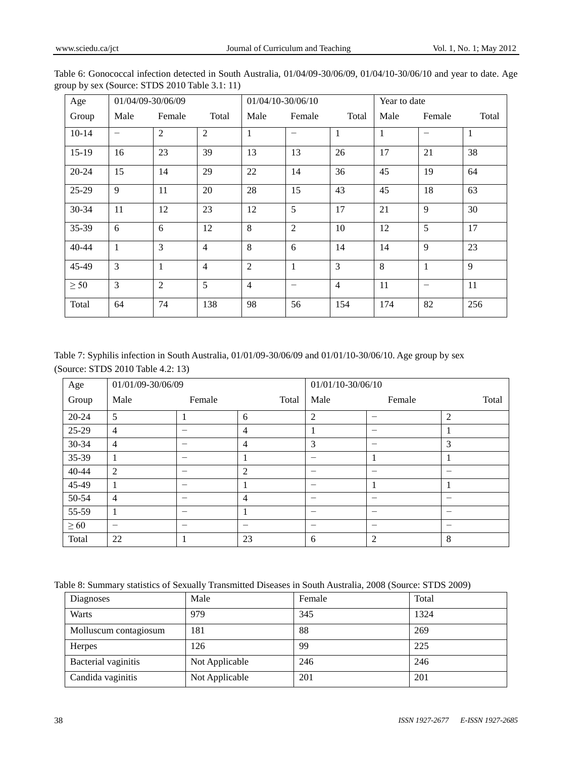Table 6: Gonococcal infection detected in South Australia, 01/04/09-30/06/09, 01/04/10-30/06/10 and year to date. Age group by sex (Source: STDS 2010 Table 3.1: 11)

| Age | 01/04/09-30/06/09 | | | 01/04/10-30/06/10 | | | Year to date | | |
|---|---|---|---|---|---|---|---|---|---|
| Group | Male | Female | Total | Male | Female | Total | Male | Female | Total |
| 10-14 | − | 2 | 2 | 1 | − | 1 | 1 | − | 1 |
| 15-19 | 16 | 23 | 39 | 13 | 13 | 26 | 17 | 21 | 38 |
| 20-24 | 15 | 14 | 29 | 22 | 14 | 36 | 45 | 19 | 64 |
| 25-29 | 9 | 11 | 20 | 28 | 15 | 43 | 45 | 18 | 63 |
| 30-34 | 11 | 12 | 23 | 12 | 5 | 17 | 21 | 9 | 30 |
| 35-39 | 6 | 6 | 12 | 8 | 2 | 10 | 12 | 5 | 17 |
| 40-44 | 1 | 3 | 4 | 8 | 6 | 14 | 14 | 9 | 23 |
| 45-49 | 3 | 1 | 4 | 2 | 1 | 3 | 8 | 1 | 9 |
| ≥ 50 | 3 | 2 | 5 | 4 | − | 4 | 11 | − | 11 |
| Total | 64 | 74 | 138 | 98 | 56 | 154 | 174 | 82 | 256 |

Table 7: Syphilis infection in South Australia, 01/01/09-30/06/09 and 01/01/10-30/06/10. Age group by sex (Source: STDS 2010 Table 4.2: 13)

| Age | 01/01/09-30/06/09 | | | 01/01/10-30/06/10 | | |
|---|---|---|---|---|---|---|
| Group | Male | Female | Total | Male | Female | Total |
| 20-24 | 5 | 1 | 6 | 2 | − | 2 |
| 25-29 | 4 | − | 4 | 1 | − | 1 |
| 30-34 | 4 | − | 4 | 3 | − | 3 |
| 35-39 | 1 | − | 1 | − | 1 | 1 |
| 40-44 | 2 | − | 2 | − | − | − |
| 45-49 | 1 | − | 1 | − | 1 | 1 |
| 50-54 | 4 | − | 4 | − | − | − |
| 55-59 | 1 | − | 1 | − | − | − |
| ≥ 60 | − | − | − | − | − | − |
| Total | 22 | 1 | 23 | 6 | 2 | 8 |

Table 8: Summary statistics of Sexually Transmitted Diseases in South Australia, 2008 (Source: STDS 2009)

| Diagnoses | Male | Female | Total |
|---|---|---|---|
| Warts | 979 | 345 | 1324 |
| Molluscum contagiosum | 181 | 88 | 269 |
| Herpes | 126 | 99 | 225 |
| Bacterial vaginitis | Not Applicable | 246 | 246 |
| Candida vaginitis | Not Applicable | 201 | 201 |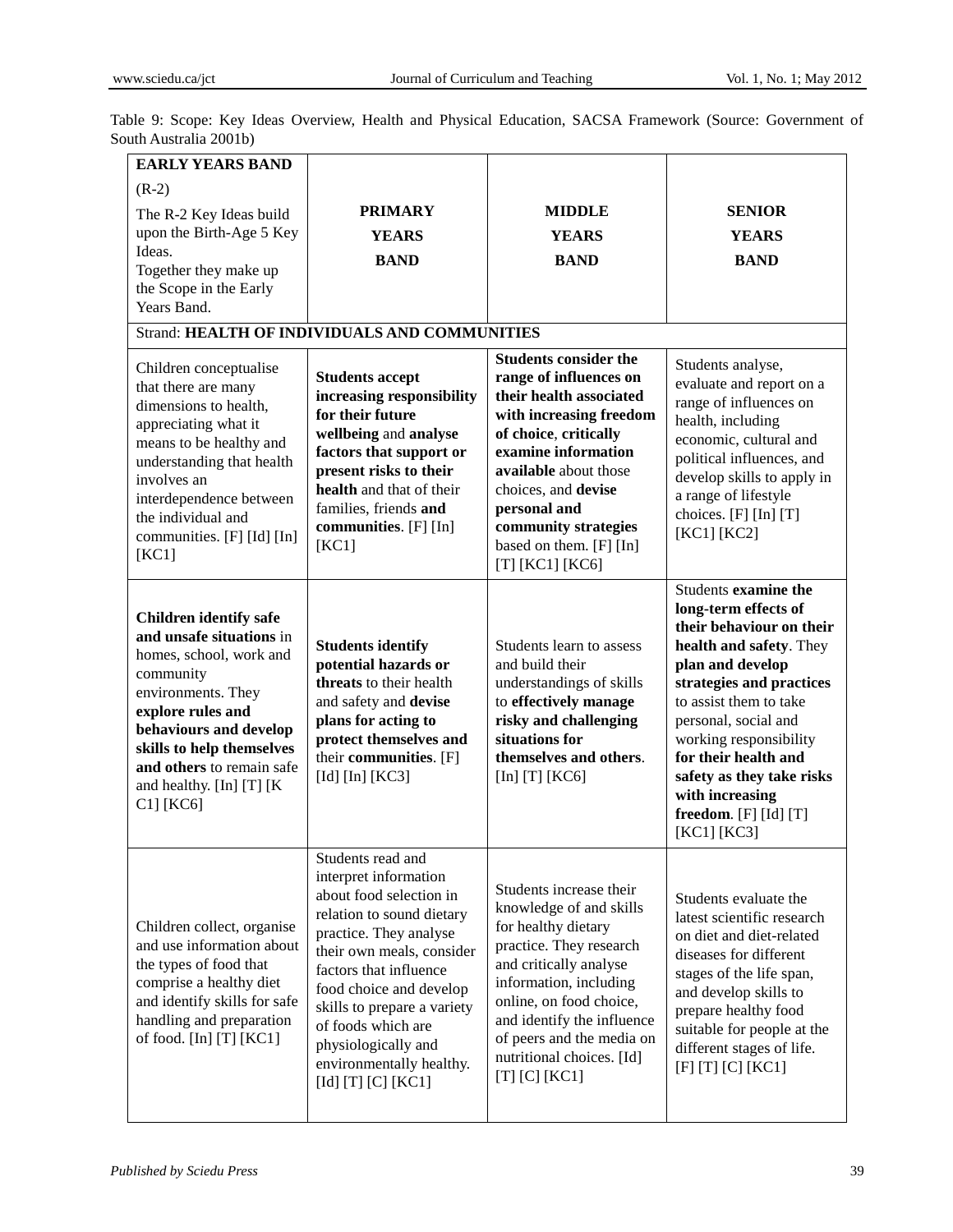Table 9: Scope: Key Ideas Overview, Health and Physical Education, SACSA Framework (Source: Government of South Australia 2001b)

| **EARLY YEARS BAND** (R-2) The R-2 Key Ideas build upon the Birth-Age 5 Key Ideas. Together they make up the Scope in the Early Years Band. | **PRIMARY YEARS BAND** | **MIDDLE YEARS BAND** | **SENIOR YEARS BAND** |
|---|---|---|---|
| Strand: **HEALTH OF INDIVIDUALS AND COMMUNITIES** | | | |
| Children conceptualise that there are many dimensions to health, appreciating what it means to be healthy and understanding that health involves an interdependence between the individual and communities. [F] [Id] [In] [KC1] | **Students accept increasing responsibility for their future wellbeing** and **analyse factors that support or present risks to their health** and that of their families, friends **and communities**. [F] [In] [KC1] | **Students consider the range of influences on their health associated with increasing freedom of choice**, **critically examine information available** about those choices, and **devise personal and community strategies** based on them. [F] [In] [T] [KC1] [KC6] | Students analyse, evaluate and report on a range of influences on health, including economic, cultural and political influences, and develop skills to apply in a range of lifestyle choices. [F] [In] [T] [KC1] [KC2] |
| **Children identify safe and unsafe situations** in homes, school, work and community environments. They **explore rules and behaviours and develop skills to help themselves and others** to remain safe and healthy. [In] [T] [KC1] [KC6] | **Students identify potential hazards or threats** to their health and safety and **devise plans for acting to protect themselves and** their **communities**. [F] [Id] [In] [KC3] | Students learn to assess and build their understandings of skills to **effectively manage risky and challenging situations for themselves and others**. [In] [T] [KC6] | Students **examine the long-term effects of their behaviour on their health and safety**. They **plan and develop strategies and practices** to assist them to take personal, social and working responsibility **for their health and safety as they take risks with increasing freedom**. [F] [Id] [T] [KC1] [KC3] |
| Children collect, organise and use information about the types of food that comprise a healthy diet and identify skills for safe handling and preparation of food. [In] [T] [KC1] | Students read and interpret information about food selection in relation to sound dietary practice. They analyse their own meals, consider factors that influence food choice and develop skills to prepare a variety of foods which are physiologically and environmentally healthy. [Id] [T] [C] [KC1] | Students increase their knowledge of and skills for healthy dietary practice. They research and critically analyse information, including online, on food choice, and identify the influence of peers and the media on nutritional choices. [Id] [T] [C] [KC1] | Students evaluate the latest scientific research on diet and diet-related diseases for different stages of the life span, and develop skills to prepare healthy food suitable for people at the different stages of life. [F] [T] [C] [KC1] |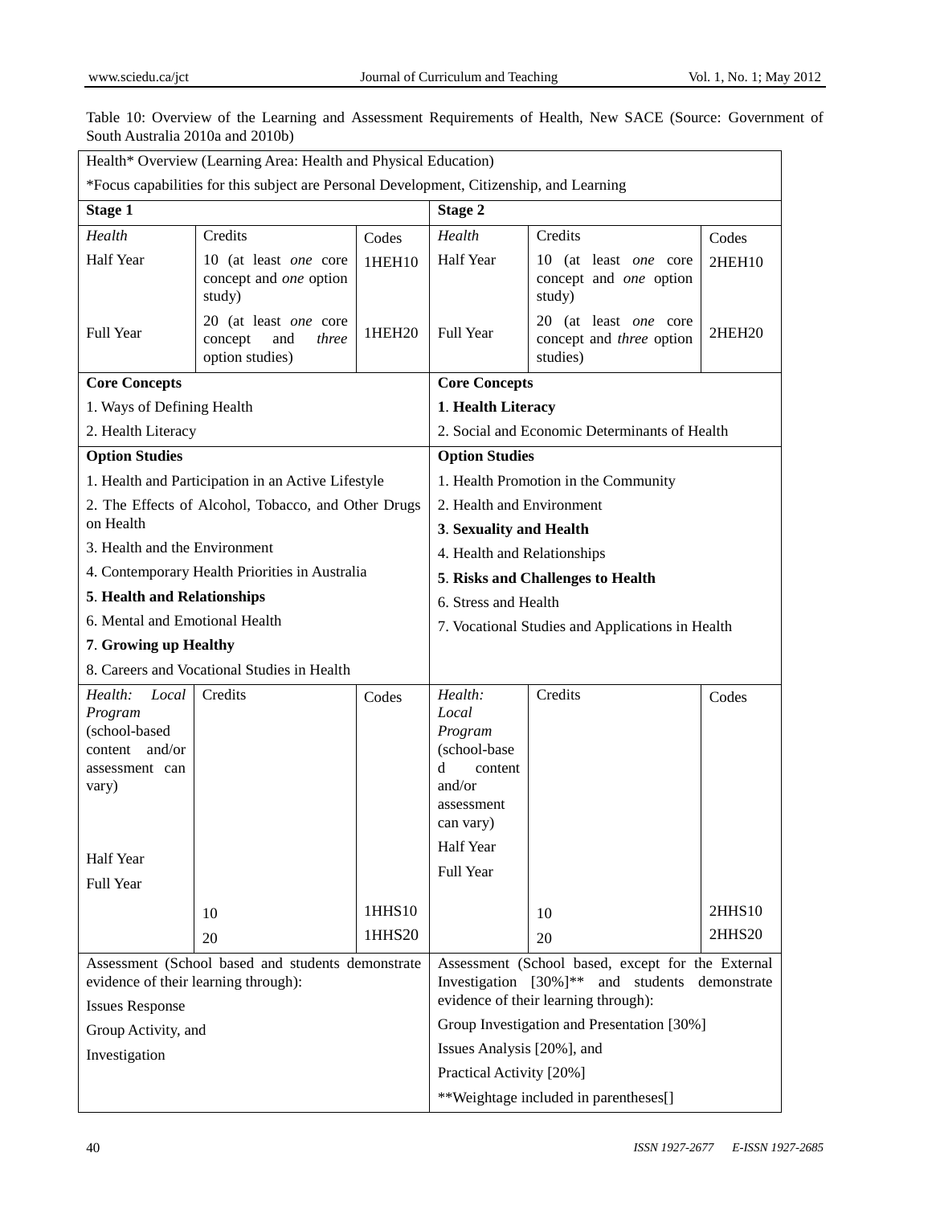Table 10: Overview of the Learning and Assessment Requirements of Health, New SACE (Source: Government of South Australia 2010a and 2010b)

| Health* Overview (Learning Area: Health and Physical Education) | | | | | |
|---|---|---|---|---|---|
| *Focus capabilities for this subject are Personal Development, Citizenship, and Learning | | | | | |
| **Stage 1** | | | **Stage 2** | | |
| *Health* | Credits | Codes | *Health* | Credits | Codes |
| Half Year | 10 (at least *one* core concept and *one* option study) | 1HEH10 | Half Year | 10 (at least *one* core concept and *one* option study) | 2HEH10 |
| Full Year | 20 (at least *one* core concept and *three* option studies) | 1HEH20 | Full Year | 20 (at least *one* core concept and *three* option studies) | 2HEH20 |
| **Core Concepts** | | | **Core Concepts** | | |
| 1. Ways of Defining Health | | | **1. Health Literacy** | | |
| 2. Health Literacy | | | 2. Social and Economic Determinants of Health | | |
| **Option Studies** | | | **Option Studies** | | |
| 1. Health and Participation in an Active Lifestyle | | | 1. Health Promotion in the Community | | |
| 2. The Effects of Alcohol, Tobacco, and Other Drugs on Health | | | 2. Health and Environment | | |
| 3. Health and the Environment | | | **3. Sexuality and Health** | | |
| 4. Contemporary Health Priorities in Australia | | | 4. Health and Relationships | | |
| **5. Health and Relationships** | | | **5. Risks and Challenges to Health** | | |
| 6. Mental and Emotional Health | | | 6. Stress and Health | | |
| **7. Growing up Healthy** | | | 7. Vocational Studies and Applications in Health | | |
| 8. Careers and Vocational Studies in Health | | | | | |
| *Health: Local Program* (school-based content and/or assessment can vary) | Credits | Codes | *Health: Local Program* (school-based content and/or assessment can vary) | Credits | Codes |
| Half Year | 10 | 1HHS10 | Half Year | 10 | 2HHS10 |
| Full Year | 20 | 1HHS20 | Full Year | 20 | 2HHS20 |
| Assessment (School based and students demonstrate evidence of their learning through): | | | Assessment (School based, except for the External Investigation [30%]** and students demonstrate evidence of their learning through): | | |
| Issues Response | | | Group Investigation and Presentation [30%] | | |
| Group Activity, and | | | Issues Analysis [20%], and | | |
| Investigation | | | Practical Activity [20%] | | |
| | | | **Weightage included in parentheses[] | | |